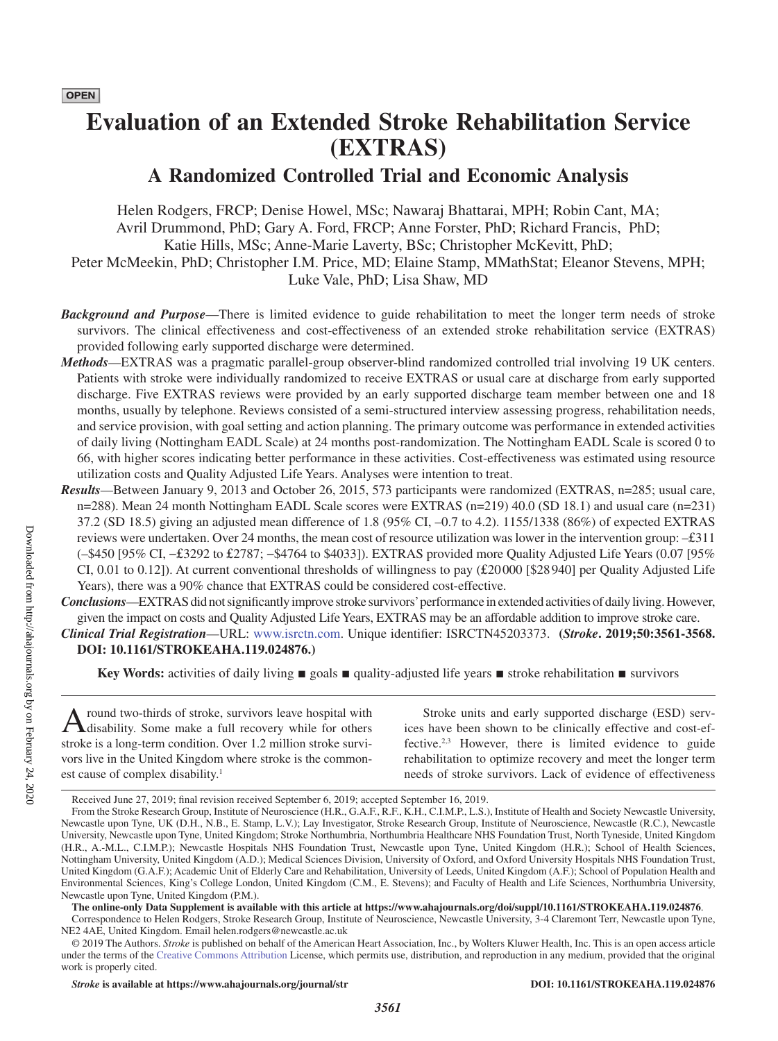**OPEN**

# Evaluation of an Extended Stroke Rehabilitation Service (EXTRAS)

## A Randomized Controlled Trial and Economic Analysis

Helen Rodgers, FRCP; Denise Howel, MSc; Nawaraj Bhattarai, MPH; Robin Cant, MA; Avril Drummond, PhD; Gary A. Ford, FRCP; Anne Forster, PhD; Richard Francis, PhD; Katie Hills, MSc; Anne-Marie Laverty, BSc; Christopher McKevitt, PhD; Peter McMeekin, PhD; Christopher I.M. Price, MD; Elaine Stamp, MMathStat; Eleanor Stevens, MPH; Luke Vale, PhD; Lisa Shaw, MD

***Background and Purpose***—There is limited evidence to guide rehabilitation to meet the longer term needs of stroke survivors. The clinical effectiveness and cost-effectiveness of an extended stroke rehabilitation service (EXTRAS) provided following early supported discharge were determined.

***Methods***—EXTRAS was a pragmatic parallel-group observer-blind randomized controlled trial involving 19 UK centers. Patients with stroke were individually randomized to receive EXTRAS or usual care at discharge from early supported discharge. Five EXTRAS reviews were provided by an early supported discharge team member between one and 18 months, usually by telephone. Reviews consisted of a semi-structured interview assessing progress, rehabilitation needs, and service provision, with goal setting and action planning. The primary outcome was performance in extended activities of daily living (Nottingham EADL Scale) at 24 months post-randomization. The Nottingham EADL Scale is scored 0 to 66, with higher scores indicating better performance in these activities. Cost-effectiveness was estimated using resource utilization costs and Quality Adjusted Life Years. Analyses were intention to treat.

***Results***—Between January 9, 2013 and October 26, 2015, 573 participants were randomized (EXTRAS, n=285; usual care, n=288). Mean 24 month Nottingham EADL Scale scores were EXTRAS (n=219) 40.0 (SD 18.1) and usual care (n=231) 37.2 (SD 18.5) giving an adjusted mean difference of 1.8 (95% CI, –0.7 to 4.2). 1155/1338 (86%) of expected EXTRAS reviews were undertaken. Over 24 months, the mean cost of resource utilization was lower in the intervention group: –£311 (–$450 [95% CI, −£3292 to £2787; −$4764 to $4033]). EXTRAS provided more Quality Adjusted Life Years (0.07 [95% CI, 0.01 to 0.12]). At current conventional thresholds of willingness to pay (£20 000 [$28 940] per Quality Adjusted Life Years), there was a 90% chance that EXTRAS could be considered cost-effective.

***Conclusions***—EXTRAS did not significantly improve stroke survivors' performance in extended activities of daily living. However, given the impact on costs and Quality Adjusted Life Years, EXTRAS may be an affordable addition to improve stroke care.

***Clinical Trial Registration***—URL: www.isrctn.com. Unique identifier: ISRCTN45203373. **(*Stroke*. 2019;50:3561-3568. DOI: 10.1161/STROKEAHA.119.024876.)**

**Key Words:** activities of daily living ■ goals ■ quality-adjusted life years ■ stroke rehabilitation ■ survivors

Around two-thirds of stroke, survivors leave hospital with disability. Some make a full recovery while for others stroke is a long-term condition. Over 1.2 million stroke survivors live in the United Kingdom where stroke is the commonest cause of complex disability.[1]

Stroke units and early supported discharge (ESD) services have been shown to be clinically effective and cost-effective.[2,3] However, there is limited evidence to guide rehabilitation to optimize recovery and meet the longer term needs of stroke survivors. Lack of evidence of effectiveness

---

Received June 27, 2019; final revision received September 6, 2019; accepted September 16, 2019.

From the Stroke Research Group, Institute of Neuroscience (H.R., G.A.F., R.F., K.H., C.I.M.P., L.S.), Institute of Health and Society Newcastle University, Newcastle upon Tyne, UK (D.H., N.B., E. Stamp, L.V.); Lay Investigator, Stroke Research Group, Institute of Neuroscience, Newcastle (R.C.), Newcastle University, Newcastle upon Tyne, United Kingdom; Stroke Northumbria, Northumbria Healthcare NHS Foundation Trust, North Tyneside, United Kingdom (H.R., A.-M.L., C.I.M.P.); Newcastle Hospitals NHS Foundation Trust, Newcastle upon Tyne, United Kingdom (H.R.); School of Health Sciences, Nottingham University, United Kingdom (A.D.); Medical Sciences Division, University of Oxford, and Oxford University Hospitals NHS Foundation Trust, United Kingdom (G.A.F.); Academic Unit of Elderly Care and Rehabilitation, University of Leeds, United Kingdom (A.F.); School of Population Health and Environmental Sciences, King's College London, United Kingdom (C.M., E. Stevens); and Faculty of Health and Life Sciences, Northumbria University, Newcastle upon Tyne, United Kingdom (P.M.).

**The online-only Data Supplement is available with this article at https://www.ahajournals.org/doi/suppl/10.1161/STROKEAHA.119.024876.**

Correspondence to Helen Rodgers, Stroke Research Group, Institute of Neuroscience, Newcastle University, 3-4 Claremont Terr, Newcastle upon Tyne, NE2 4AE, United Kingdom. Email helen.rodgers@newcastle.ac.uk

© 2019 The Authors. *Stroke* is published on behalf of the American Heart Association, Inc., by Wolters Kluwer Health, Inc. This is an open access article under the terms of the Creative Commons Attribution License, which permits use, distribution, and reproduction in any medium, provided that the original work is properly cited.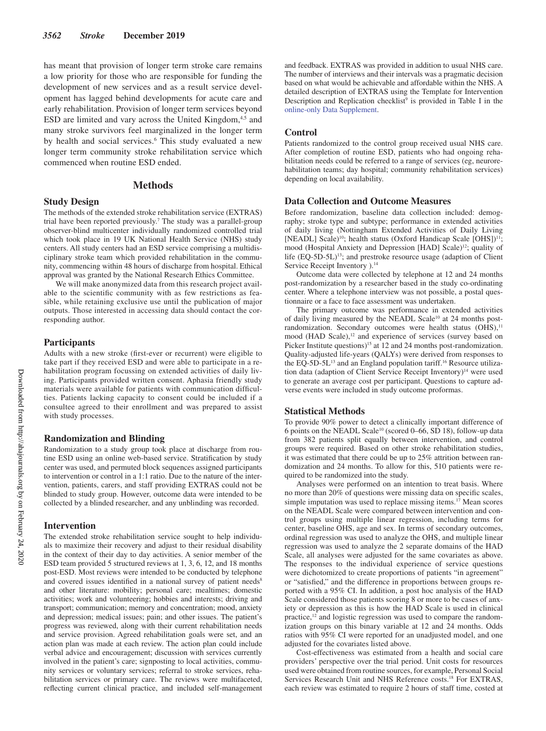has meant that provision of longer term stroke care remains a low priority for those who are responsible for funding the development of new services and as a result service development has lagged behind developments for acute care and early rehabilitation. Provision of longer term services beyond ESD are limited and vary across the United Kingdom,[4,5] and many stroke survivors feel marginalized in the longer term by health and social services.[6] This study evaluated a new longer term community stroke rehabilitation service which commenced when routine ESD ended.

## Methods

### Study Design

The methods of the extended stroke rehabilitation service (EXTRAS) trial have been reported previously.[7] The study was a parallel-group observer-blind multicenter individually randomized controlled trial which took place in 19 UK National Health Service (NHS) study centers. All study centers had an ESD service comprising a multidisciplinary stroke team which provided rehabilitation in the community, commencing within 48 hours of discharge from hospital. Ethical approval was granted by the National Research Ethics Committee.

We will make anonymized data from this research project available to the scientific community with as few restrictions as feasible, while retaining exclusive use until the publication of major outputs. Those interested in accessing data should contact the corresponding author.

### Participants

Adults with a new stroke (first-ever or recurrent) were eligible to take part if they received ESD and were able to participate in a rehabilitation program focussing on extended activities of daily living. Participants provided written consent. Aphasia friendly study materials were available for patients with communication difficulties. Patients lacking capacity to consent could be included if a consultee agreed to their enrollment and was prepared to assist with study processes.

### Randomization and Blinding

Randomization to a study group took place at discharge from routine ESD using an online web-based service. Stratification by study center was used, and permuted block sequences assigned participants to intervention or control in a 1:1 ratio. Due to the nature of the intervention, patients, carers, and staff providing EXTRAS could not be blinded to study group. However, outcome data were intended to be collected by a blinded researcher, and any unblinding was recorded.

### Intervention

The extended stroke rehabilitation service sought to help individuals to maximize their recovery and adjust to their residual disability in the context of their day to day activities. A senior member of the ESD team provided 5 structured reviews at 1, 3, 6, 12, and 18 months post-ESD. Most reviews were intended to be conducted by telephone and covered issues identified in a national survey of patient needs[8] and other literature: mobility; personal care; mealtimes; domestic activities; work and volunteering; hobbies and interests; driving and transport; communication; memory and concentration; mood, anxiety and depression; medical issues; pain; and other issues. The patient's progress was reviewed, along with their current rehabilitation needs and service provision. Agreed rehabilitation goals were set, and an action plan was made at each review. The action plan could include verbal advice and encouragement; discussion with services currently involved in the patient's care; signposting to local activities, community services or voluntary services; referral to stroke services, rehabilitation services or primary care. The reviews were multifaceted, reflecting current clinical practice, and included self-management and feedback. EXTRAS was provided in addition to usual NHS care. The number of interviews and their intervals was a pragmatic decision based on what would be achievable and affordable within the NHS. A detailed description of EXTRAS using the Template for Intervention Description and Replication checklist[9] is provided in Table I in the online-only Data Supplement.

### Control

Patients randomized to the control group received usual NHS care. After completion of routine ESD, patients who had ongoing rehabilitation needs could be referred to a range of services (eg, neurorehabilitation teams; day hospital; community rehabilitation services) depending on local availability.

### Data Collection and Outcome Measures

Before randomization, baseline data collection included: demography; stroke type and subtype; performance in extended activities of daily living (Nottingham Extended Activities of Daily Living [NEADL] Scale)[10]; health status (Oxford Handicap Scale [OHS])[11]; mood (Hospital Anxiety and Depression [HAD] Scale)[12]; quality of life (EQ-5D-5L)[13]; and prestroke resource usage (adaption of Client Service Receipt Inventory ).[14]

Outcome data were collected by telephone at 12 and 24 months post-randomization by a researcher based in the study co-ordinating center. Where a telephone interview was not possible, a postal questionnaire or a face to face assessment was undertaken.

The primary outcome was performance in extended activities of daily living measured by the NEADL Scale[10] at 24 months post-randomization. Secondary outcomes were health status (OHS),[11] mood (HAD Scale),[12] and experience of services (survey based on Picker Institute questions)[15] at 12 and 24 months post-randomization. Quality-adjusted life-years (QALYs) were derived from responses to the EQ-5D-5L[13] and an England population tariff.[16] Resource utilization data (adaption of Client Service Receipt Inventory)[14] were used to generate an average cost per participant. Questions to capture adverse events were included in study outcome proformas.

### Statistical Methods

To provide 90% power to detect a clinically important difference of 6 points on the NEADL Scale[10] (scored 0–66, SD 18), follow-up data from 382 patients split equally between intervention, and control groups were required. Based on other stroke rehabilitation studies, it was estimated that there could be up to 25% attrition between randomization and 24 months. To allow for this, 510 patients were required to be randomized into the study.

Analyses were performed on an intention to treat basis. Where no more than 20% of questions were missing data on specific scales, simple imputation was used to replace missing items.[17] Mean scores on the NEADL Scale were compared between intervention and control groups using multiple linear regression, including terms for center, baseline OHS, age and sex. In terms of secondary outcomes, ordinal regression was used to analyze the OHS, and multiple linear regression was used to analyze the 2 separate domains of the HAD Scale, all analyses were adjusted for the same covariates as above. The responses to the individual experience of service questions were dichotomized to create proportions of patients "in agreement" or "satisfied," and the difference in proportions between groups reported with a 95% CI. In addition, a post hoc analysis of the HAD Scale considered those patients scoring 8 or more to be cases of anxiety or depression as this is how the HAD Scale is used in clinical practice,[12] and logistic regression was used to compare the randomization groups on this binary variable at 12 and 24 months. Odds ratios with 95% CI were reported for an unadjusted model, and one adjusted for the covariates listed above.

Cost-effectiveness was estimated from a health and social care providers' perspective over the trial period. Unit costs for resources used were obtained from routine sources, for example, Personal Social Services Research Unit and NHS Reference costs.[18] For EXTRAS, each review was estimated to require 2 hours of staff time, costed at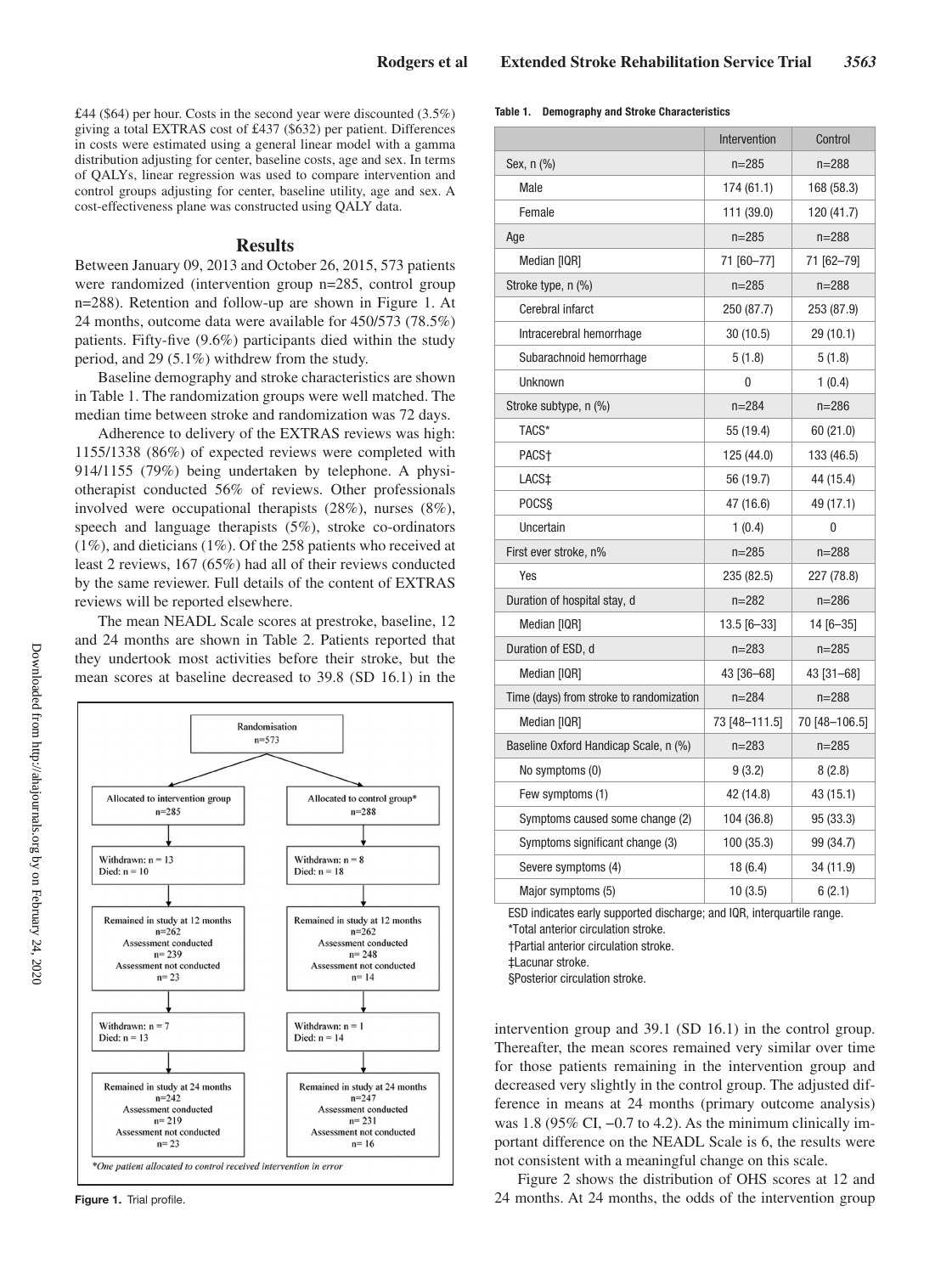£44 ($64) per hour. Costs in the second year were discounted (3.5%) giving a total EXTRAS cost of £437 ($632) per patient. Differences in costs were estimated using a general linear model with a gamma distribution adjusting for center, baseline costs, age and sex. In terms of QALYs, linear regression was used to compare intervention and control groups adjusting for center, baseline utility, age and sex. A cost-effectiveness plane was constructed using QALY data.

## Results

Between January 09, 2013 and October 26, 2015, 573 patients were randomized (intervention group n=285, control group n=288). Retention and follow-up are shown in Figure 1. At 24 months, outcome data were available for 450/573 (78.5%) patients. Fifty-five (9.6%) participants died within the study period, and 29 (5.1%) withdrew from the study.

Baseline demography and stroke characteristics are shown in Table 1. The randomization groups were well matched. The median time between stroke and randomization was 72 days.

Adherence to delivery of the EXTRAS reviews was high: 1155/1338 (86%) of expected reviews were completed with 914/1155 (79%) being undertaken by telephone. A physiotherapist conducted 56% of reviews. Other professionals involved were occupational therapists (28%), nurses (8%), speech and language therapists (5%), stroke co-ordinators (1%), and dieticians (1%). Of the 258 patients who received at least 2 reviews, 167 (65%) had all of their reviews conducted by the same reviewer. Full details of the content of EXTRAS reviews will be reported elsewhere.

The mean NEADL Scale scores at prestroke, baseline, 12 and 24 months are shown in Table 2. Patients reported that they undertook most activities before their stroke, but the mean scores at baseline decreased to 39.8 (SD 16.1) in the intervention group and 39.1 (SD 16.1) in the control group. Thereafter, the mean scores remained very similar over time for those patients remaining in the intervention group and decreased very slightly in the control group. The adjusted difference in means at 24 months (primary outcome analysis) was 1.8 (95% CI, −0.7 to 4.2). As the minimum clinically important difference on the NEADL Scale is 6, the results were not consistent with a meaningful change on this scale.

Figure 2 shows the distribution of OHS scores at 12 and 24 months. At 24 months, the odds of the intervention group

Randomisation n=573

| Allocated to intervention group n=285 | Allocated to control group* n=288 |
|---|---|
| Withdrawn: n = 13; Died: n = 10 | Withdrawn: n = 8; Died: n = 18 |
| Remained in study at 12 months n=262; Assessment conducted n= 239; Assessment not conducted n= 23 | Remained in study at 12 months n=262; Assessment conducted n= 248; Assessment not conducted n= 14 |
| Withdrawn: n = 7; Died: n = 13 | Withdrawn: n = 1; Died: n = 14 |
| Remained in study at 24 months n=242; Assessment conducted n= 219; Assessment not conducted n= 23 | Remained in study at 24 months n=247; Assessment conducted n= 231; Assessment not conducted n= 16 |

*One patient allocated to control received intervention in error

**Figure 1.** Trial profile.

**Table 1. Demography and Stroke Characteristics**

| | Intervention | Control |
|---|---|---|
| Sex, n (%) | n=285 | n=288 |
| Male | 174 (61.1) | 168 (58.3) |
| Female | 111 (39.0) | 120 (41.7) |
| Age | n=285 | n=288 |
| Median [IQR] | 71 [60–77] | 71 [62–79] |
| Stroke type, n (%) | n=285 | n=288 |
| Cerebral infarct | 250 (87.7) | 253 (87.9) |
| Intracerebral hemorrhage | 30 (10.5) | 29 (10.1) |
| Subarachnoid hemorrhage | 5 (1.8) | 5 (1.8) |
| Unknown | 0 | 1 (0.4) |
| Stroke subtype, n (%) | n=284 | n=286 |
| TACS* | 55 (19.4) | 60 (21.0) |
| PACS† | 125 (44.0) | 133 (46.5) |
| LACS‡ | 56 (19.7) | 44 (15.4) |
| POCS§ | 47 (16.6) | 49 (17.1) |
| Uncertain | 1 (0.4) | 0 |
| First ever stroke, n% | n=285 | n=288 |
| Yes | 235 (82.5) | 227 (78.8) |
| Duration of hospital stay, d | n=282 | n=286 |
| Median [IQR] | 13.5 [6–33] | 14 [6–35] |
| Duration of ESD, d | n=283 | n=285 |
| Median [IQR] | 43 [36–68] | 43 [31–68] |
| Time (days) from stroke to randomization | n=284 | n=288 |
| Median [IQR] | 73 [48–111.5] | 70 [48–106.5] |
| Baseline Oxford Handicap Scale, n (%) | n=283 | n=285 |
| No symptoms (0) | 9 (3.2) | 8 (2.8) |
| Few symptoms (1) | 42 (14.8) | 43 (15.1) |
| Symptoms caused some change (2) | 104 (36.8) | 95 (33.3) |
| Symptoms significant change (3) | 100 (35.3) | 99 (34.7) |
| Severe symptoms (4) | 18 (6.4) | 34 (11.9) |
| Major symptoms (5) | 10 (3.5) | 6 (2.1) |

ESD indicates early supported discharge; and IQR, interquartile range.
*Total anterior circulation stroke.
†Partial anterior circulation stroke.
‡Lacunar stroke.
§Posterior circulation stroke.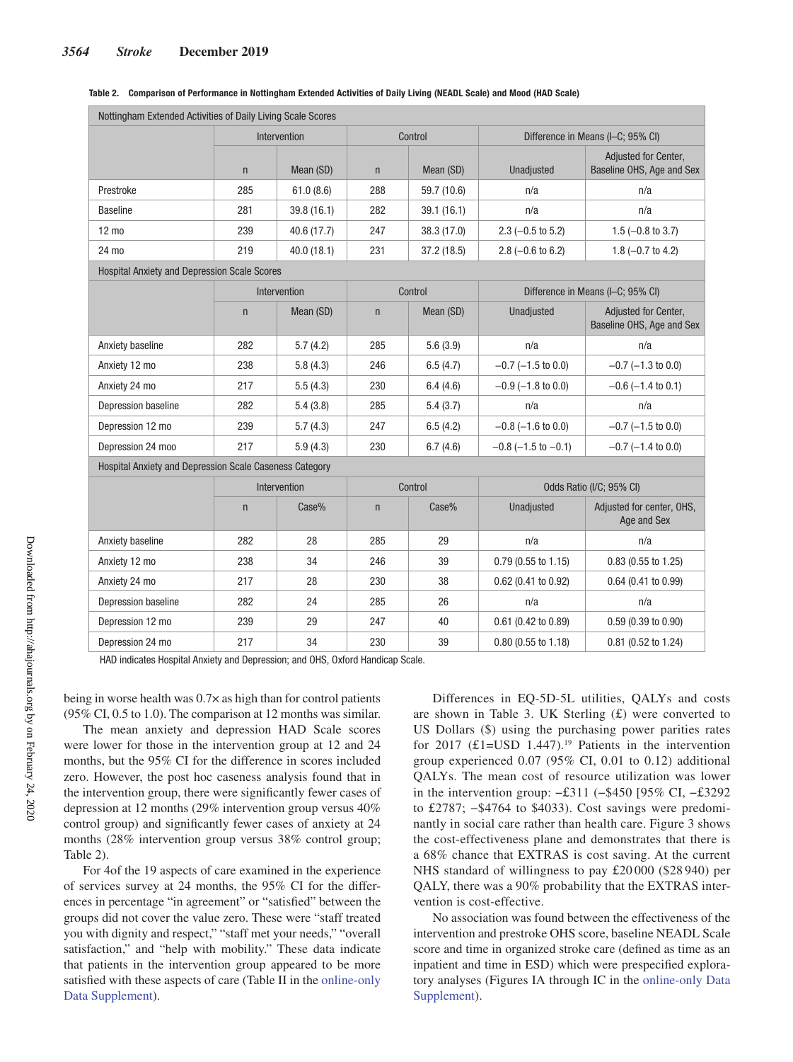**Table 2. Comparison of Performance in Nottingham Extended Activities of Daily Living (NEADL Scale) and Mood (HAD Scale)**

| Nottingham Extended Activities of Daily Living Scale Scores | | | | | | |
|---|---|---|---|---|---|---|
| | Intervention | | Control | | Difference in Means (I–C; 95% CI) | |
| | n | Mean (SD) | n | Mean (SD) | Unadjusted | Adjusted for Center, Baseline OHS, Age and Sex |
| Prestroke | 285 | 61.0 (8.6) | 288 | 59.7 (10.6) | n/a | n/a |
| Baseline | 281 | 39.8 (16.1) | 282 | 39.1 (16.1) | n/a | n/a |
| 12 mo | 239 | 40.6 (17.7) | 247 | 38.3 (17.0) | 2.3 (−0.5 to 5.2) | 1.5 (−0.8 to 3.7) |
| 24 mo | 219 | 40.0 (18.1) | 231 | 37.2 (18.5) | 2.8 (−0.6 to 6.2) | 1.8 (−0.7 to 4.2) |
| **Hospital Anxiety and Depression Scale Scores** | | | | | | |
| | Intervention | | Control | | Difference in Means (I–C; 95% CI) | |
| | n | Mean (SD) | n | Mean (SD) | Unadjusted | Adjusted for Center, Baseline OHS, Age and Sex |
| Anxiety baseline | 282 | 5.7 (4.2) | 285 | 5.6 (3.9) | n/a | n/a |
| Anxiety 12 mo | 238 | 5.8 (4.3) | 246 | 6.5 (4.7) | −0.7 (−1.5 to 0.0) | −0.7 (−1.3 to 0.0) |
| Anxiety 24 mo | 217 | 5.5 (4.3) | 230 | 6.4 (4.6) | −0.9 (−1.8 to 0.0) | −0.6 (−1.4 to 0.1) |
| Depression baseline | 282 | 5.4 (3.8) | 285 | 5.4 (3.7) | n/a | n/a |
| Depression 12 mo | 239 | 5.7 (4.3) | 247 | 6.5 (4.2) | −0.8 (−1.6 to 0.0) | −0.7 (−1.5 to 0.0) |
| Depression 24 moo | 217 | 5.9 (4.3) | 230 | 6.7 (4.6) | −0.8 (−1.5 to −0.1) | −0.7 (−1.4 to 0.0) |
| **Hospital Anxiety and Depression Scale Caseness Category** | | | | | | |
| | Intervention | | Control | | Odds Ratio (I/C; 95% CI) | |
| | n | Case% | n | Case% | Unadjusted | Adjusted for center, OHS, Age and Sex |
| Anxiety baseline | 282 | 28 | 285 | 29 | n/a | n/a |
| Anxiety 12 mo | 238 | 34 | 246 | 39 | 0.79 (0.55 to 1.15) | 0.83 (0.55 to 1.25) |
| Anxiety 24 mo | 217 | 28 | 230 | 38 | 0.62 (0.41 to 0.92) | 0.64 (0.41 to 0.99) |
| Depression baseline | 282 | 24 | 285 | 26 | n/a | n/a |
| Depression 12 mo | 239 | 29 | 247 | 40 | 0.61 (0.42 to 0.89) | 0.59 (0.39 to 0.90) |
| Depression 24 mo | 217 | 34 | 230 | 39 | 0.80 (0.55 to 1.18) | 0.81 (0.52 to 1.24) |

HAD indicates Hospital Anxiety and Depression; and OHS, Oxford Handicap Scale.

being in worse health was 0.7× as high than for control patients (95% CI, 0.5 to 1.0). The comparison at 12 months was similar.

The mean anxiety and depression HAD Scale scores were lower for those in the intervention group at 12 and 24 months, but the 95% CI for the difference in scores included zero. However, the post hoc caseness analysis found that in the intervention group, there were significantly fewer cases of depression at 12 months (29% intervention group versus 40% control group) and significantly fewer cases of anxiety at 24 months (28% intervention group versus 38% control group; Table 2).

For 4of the 19 aspects of care examined in the experience of services survey at 24 months, the 95% CI for the differences in percentage "in agreement" or "satisfied" between the groups did not cover the value zero. These were "staff treated you with dignity and respect," "staff met your needs," "overall satisfaction," and "help with mobility." These data indicate that patients in the intervention group appeared to be more satisfied with these aspects of care (Table II in the online-only Data Supplement).

Differences in EQ-5D-5L utilities, QALYs and costs are shown in Table 3. UK Sterling (£) were converted to US Dollars ($) using the purchasing power parities rates for 2017 (£1=USD 1.447).[19] Patients in the intervention group experienced 0.07 (95% CI, 0.01 to 0.12) additional QALYs. The mean cost of resource utilization was lower in the intervention group: −£311 (−$450 [95% CI, −£3292 to £2787; −$4764 to $4033). Cost savings were predominantly in social care rather than health care. Figure 3 shows the cost-effectiveness plane and demonstrates that there is a 68% chance that EXTRAS is cost saving. At the current NHS standard of willingness to pay £20 000 ($28 940) per QALY, there was a 90% probability that the EXTRAS intervention is cost-effective.

No association was found between the effectiveness of the intervention and prestroke OHS score, baseline NEADL Scale score and time in organized stroke care (defined as time as an inpatient and time in ESD) which were prespecified exploratory analyses (Figures IA through IC in the online-only Data Supplement).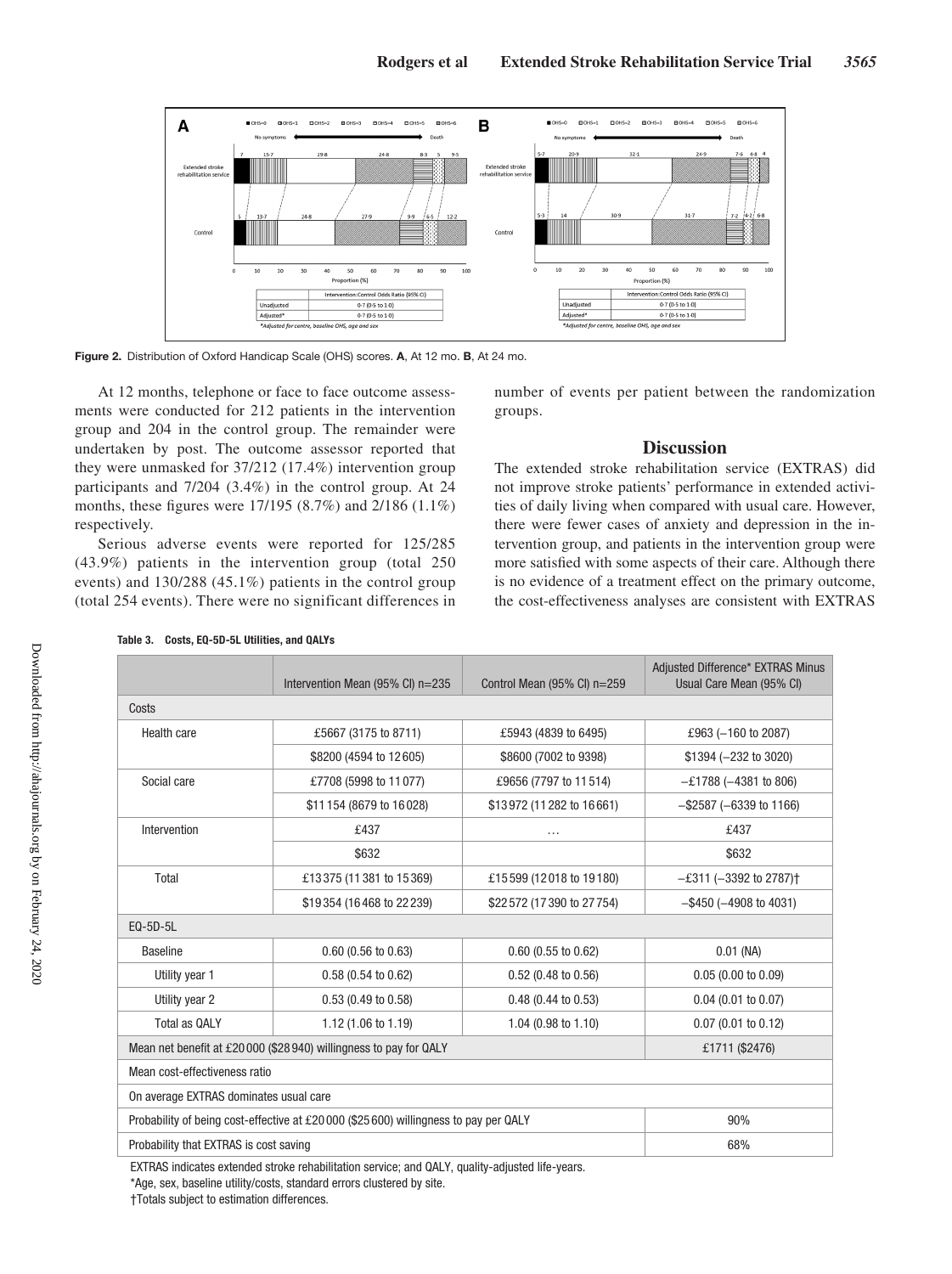Figure 2. Distribution of Oxford Handicap Scale (OHS) scores. **A**, At 12 mo. **B**, At 24 mo.

At 12 months, telephone or face to face outcome assessments were conducted for 212 patients in the intervention group and 204 in the control group. The remainder were undertaken by post. The outcome assessor reported that they were unmasked for 37/212 (17.4%) intervention group participants and 7/204 (3.4%) in the control group. At 24 months, these figures were 17/195 (8.7%) and 2/186 (1.1%) respectively.

Serious adverse events were reported for 125/285 (43.9%) patients in the intervention group (total 250 events) and 130/288 (45.1%) patients in the control group (total 254 events). There were no significant differences in number of events per patient between the randomization groups.

## Discussion

The extended stroke rehabilitation service (EXTRAS) did not improve stroke patients' performance in extended activities of daily living when compared with usual care. However, there were fewer cases of anxiety and depression in the intervention group, and patients in the intervention group were more satisfied with some aspects of their care. Although there is no evidence of a treatment effect on the primary outcome, the cost-effectiveness analyses are consistent with EXTRAS

**Table 3. Costs, EQ-5D-5L Utilities, and QALYs**

| | Intervention Mean (95% CI) n=235 | Control Mean (95% CI) n=259 | Adjusted Difference* EXTRAS Minus Usual Care Mean (95% CI) |
|---|---|---|---|
| Costs | | | |
| Health care | £5667 (3175 to 8711) | £5943 (4839 to 6495) | £963 (−160 to 2087) |
| | $8200 (4594 to 12 605) | $8600 (7002 to 9398) | $1394 (−232 to 3020) |
| Social care | £7708 (5998 to 11 077) | £9656 (7797 to 11 514) | −£1788 (−4381 to 806) |
| | $11 154 (8679 to 16 028) | $13 972 (11 282 to 16 661) | −$2587 (−6339 to 1166) |
| Intervention | £437 | ... | £437 |
| | $632 | | $632 |
| Total | £13 375 (11 381 to 15 369) | £15 599 (12 018 to 19 180) | −£311 (−3392 to 2787)† |
| | $19 354 (16 468 to 22 239) | $22 572 (17 390 to 27 754) | −$450 (−4908 to 4031) |
| EQ-5D-5L | | | |
| Baseline | 0.60 (0.56 to 0.63) | 0.60 (0.55 to 0.62) | 0.01 (NA) |
| Utility year 1 | 0.58 (0.54 to 0.62) | 0.52 (0.48 to 0.56) | 0.05 (0.00 to 0.09) |
| Utility year 2 | 0.53 (0.49 to 0.58) | 0.48 (0.44 to 0.53) | 0.04 (0.01 to 0.07) |
| Total as QALY | 1.12 (1.06 to 1.19) | 1.04 (0.98 to 1.10) | 0.07 (0.01 to 0.12) |
| Mean net benefit at £20 000 ($28 940) willingness to pay for QALY | | | £1711 ($2476) |
| Mean cost-effectiveness ratio | | | |
| On average EXTRAS dominates usual care | | | |
| Probability of being cost-effective at £20 000 ($25 600) willingness to pay per QALY | | | 90% |
| Probability that EXTRAS is cost saving | | | 68% |

EXTRAS indicates extended stroke rehabilitation service; and QALY, quality-adjusted life-years.

*Age, sex, baseline utility/costs, standard errors clustered by site.

†Totals subject to estimation differences.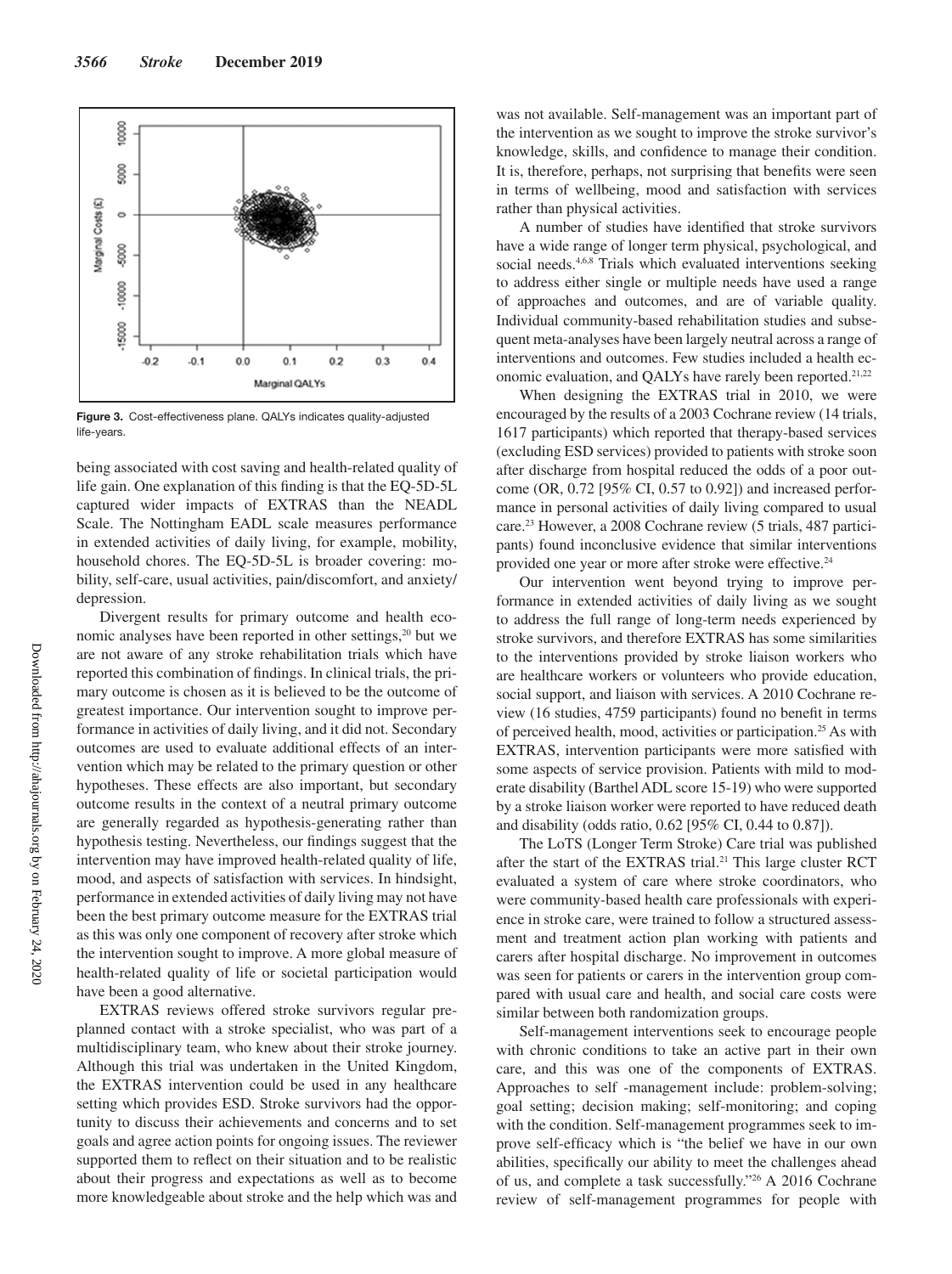Figure 3. Cost-effectiveness plane. QALYs indicates quality-adjusted life-years.

being associated with cost saving and health-related quality of life gain. One explanation of this finding is that the EQ-5D-5L captured wider impacts of EXTRAS than the NEADL Scale. The Nottingham EADL scale measures performance in extended activities of daily living, for example, mobility, household chores. The EQ-5D-5L is broader covering: mobility, self-care, usual activities, pain/discomfort, and anxiety/depression.

Divergent results for primary outcome and health economic analyses have been reported in other settings,[20] but we are not aware of any stroke rehabilitation trials which have reported this combination of findings. In clinical trials, the primary outcome is chosen as it is believed to be the outcome of greatest importance. Our intervention sought to improve performance in activities of daily living, and it did not. Secondary outcomes are used to evaluate additional effects of an intervention which may be related to the primary question or other hypotheses. These effects are also important, but secondary outcome results in the context of a neutral primary outcome are generally regarded as hypothesis-generating rather than hypothesis testing. Nevertheless, our findings suggest that the intervention may have improved health-related quality of life, mood, and aspects of satisfaction with services. In hindsight, performance in extended activities of daily living may not have been the best primary outcome measure for the EXTRAS trial as this was only one component of recovery after stroke which the intervention sought to improve. A more global measure of health-related quality of life or societal participation would have been a good alternative.

EXTRAS reviews offered stroke survivors regular preplanned contact with a stroke specialist, who was part of a multidisciplinary team, who knew about their stroke journey. Although this trial was undertaken in the United Kingdom, the EXTRAS intervention could be used in any healthcare setting which provides ESD. Stroke survivors had the opportunity to discuss their achievements and concerns and to set goals and agree action points for ongoing issues. The reviewer supported them to reflect on their situation and to be realistic about their progress and expectations as well as to become more knowledgeable about stroke and the help which was and was not available. Self-management was an important part of the intervention as we sought to improve the stroke survivor's knowledge, skills, and confidence to manage their condition. It is, therefore, perhaps, not surprising that benefits were seen in terms of wellbeing, mood and satisfaction with services rather than physical activities.

A number of studies have identified that stroke survivors have a wide range of longer term physical, psychological, and social needs.[4,6,8] Trials which evaluated interventions seeking to address either single or multiple needs have used a range of approaches and outcomes, and are of variable quality. Individual community-based rehabilitation studies and subsequent meta-analyses have been largely neutral across a range of interventions and outcomes. Few studies included a health economic evaluation, and QALYs have rarely been reported.[21,22]

When designing the EXTRAS trial in 2010, we were encouraged by the results of a 2003 Cochrane review (14 trials, 1617 participants) which reported that therapy-based services (excluding ESD services) provided to patients with stroke soon after discharge from hospital reduced the odds of a poor outcome (OR, 0.72 [95% CI, 0.57 to 0.92]) and increased performance in personal activities of daily living compared to usual care.[23] However, a 2008 Cochrane review (5 trials, 487 participants) found inconclusive evidence that similar interventions provided one year or more after stroke were effective.[24]

Our intervention went beyond trying to improve performance in extended activities of daily living as we sought to address the full range of long-term needs experienced by stroke survivors, and therefore EXTRAS has some similarities to the interventions provided by stroke liaison workers who are healthcare workers or volunteers who provide education, social support, and liaison with services. A 2010 Cochrane review (16 studies, 4759 participants) found no benefit in terms of perceived health, mood, activities or participation.[25] As with EXTRAS, intervention participants were more satisfied with some aspects of service provision. Patients with mild to moderate disability (Barthel ADL score 15-19) who were supported by a stroke liaison worker were reported to have reduced death and disability (odds ratio, 0.62 [95% CI, 0.44 to 0.87]).

The LoTS (Longer Term Stroke) Care trial was published after the start of the EXTRAS trial.[21] This large cluster RCT evaluated a system of care where stroke coordinators, who were community-based health care professionals with experience in stroke care, were trained to follow a structured assessment and treatment action plan working with patients and carers after hospital discharge. No improvement in outcomes was seen for patients or carers in the intervention group compared with usual care and health, and social care costs were similar between both randomization groups.

Self-management interventions seek to encourage people with chronic conditions to take an active part in their own care, and this was one of the components of EXTRAS. Approaches to self -management include: problem-solving; goal setting; decision making; self-monitoring; and coping with the condition. Self-management programmes seek to improve self-efficacy which is "the belief we have in our own abilities, specifically our ability to meet the challenges ahead of us, and complete a task successfully."[26] A 2016 Cochrane review of self-management programmes for people with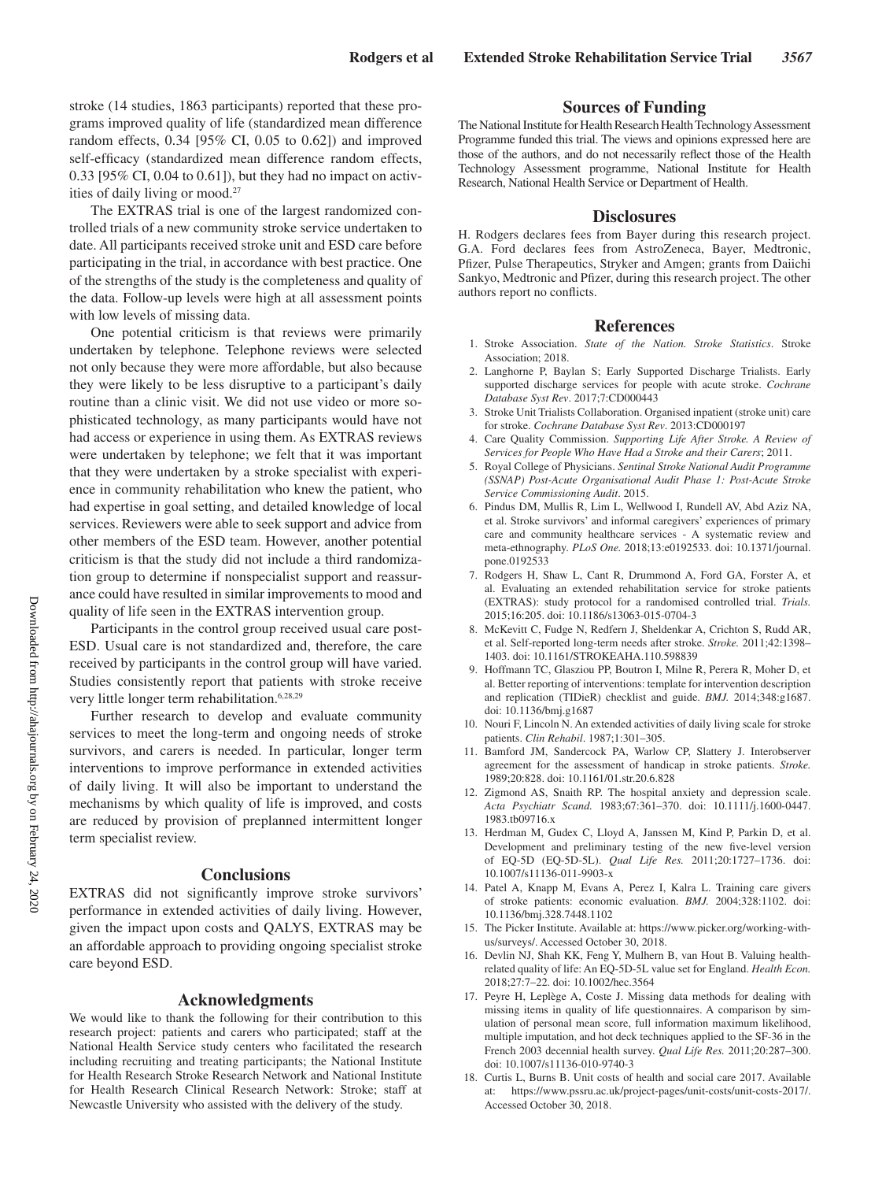stroke (14 studies, 1863 participants) reported that these programs improved quality of life (standardized mean difference random effects, 0.34 [95% CI, 0.05 to 0.62]) and improved self-efficacy (standardized mean difference random effects, 0.33 [95% CI, 0.04 to 0.61]), but they had no impact on activities of daily living or mood.[27]

The EXTRAS trial is one of the largest randomized controlled trials of a new community stroke service undertaken to date. All participants received stroke unit and ESD care before participating in the trial, in accordance with best practice. One of the strengths of the study is the completeness and quality of the data. Follow-up levels were high at all assessment points with low levels of missing data.

One potential criticism is that reviews were primarily undertaken by telephone. Telephone reviews were selected not only because they were more affordable, but also because they were likely to be less disruptive to a participant's daily routine than a clinic visit. We did not use video or more sophisticated technology, as many participants would have not had access or experience in using them. As EXTRAS reviews were undertaken by telephone; we felt that it was important that they were undertaken by a stroke specialist with experience in community rehabilitation who knew the patient, who had expertise in goal setting, and detailed knowledge of local services. Reviewers were able to seek support and advice from other members of the ESD team. However, another potential criticism is that the study did not include a third randomization group to determine if nonspecialist support and reassurance could have resulted in similar improvements to mood and quality of life seen in the EXTRAS intervention group.

Participants in the control group received usual care post-ESD. Usual care is not standardized and, therefore, the care received by participants in the control group will have varied. Studies consistently report that patients with stroke receive very little longer term rehabilitation.[6,28,29]

Further research to develop and evaluate community services to meet the long-term and ongoing needs of stroke survivors, and carers is needed. In particular, longer term interventions to improve performance in extended activities of daily living. It will also be important to understand the mechanisms by which quality of life is improved, and costs are reduced by provision of preplanned intermittent longer term specialist review.

## Conclusions

EXTRAS did not significantly improve stroke survivors' performance in extended activities of daily living. However, given the impact upon costs and QALYS, EXTRAS may be an affordable approach to providing ongoing specialist stroke care beyond ESD.

## Acknowledgments

We would like to thank the following for their contribution to this research project: patients and carers who participated; staff at the National Health Service study centers who facilitated the research including recruiting and treating participants; the National Institute for Health Research Stroke Research Network and National Institute for Health Research Clinical Research Network: Stroke; staff at Newcastle University who assisted with the delivery of the study.

## Sources of Funding

The National Institute for Health Research Health Technology Assessment Programme funded this trial. The views and opinions expressed here are those of the authors, and do not necessarily reflect those of the Health Technology Assessment programme, National Institute for Health Research, National Health Service or Department of Health.

## Disclosures

H. Rodgers declares fees from Bayer during this research project. G.A. Ford declares fees from AstroZeneca, Bayer, Medtronic, Pfizer, Pulse Therapeutics, Stryker and Amgen; grants from Daiichi Sankyo, Medtronic and Pfizer, during this research project. The other authors report no conflicts.

## References

1. Stroke Association. *State of the Nation. Stroke Statistics*. Stroke Association; 2018.
2. Langhorne P, Baylan S; Early Supported Discharge Trialists. Early supported discharge services for people with acute stroke. *Cochrane Database Syst Rev*. 2017;7:CD000443
3. Stroke Unit Trialists Collaboration. Organised inpatient (stroke unit) care for stroke. *Cochrane Database Syst Rev*. 2013:CD000197
4. Care Quality Commission. *Supporting Life After Stroke. A Review of Services for People Who Have Had a Stroke and their Carers*; 2011.
5. Royal College of Physicians. *Sentinal Stroke National Audit Programme (SSNAP) Post-Acute Organisational Audit Phase 1: Post-Acute Stroke Service Commissioning Audit*. 2015.
6. Pindus DM, Mullis R, Lim L, Wellwood I, Rundell AV, Abd Aziz NA, et al. Stroke survivors' and informal caregivers' experiences of primary care and community healthcare services - A systematic review and meta-ethnography. *PLoS One.* 2018;13:e0192533. doi: 10.1371/journal.pone.0192533
7. Rodgers H, Shaw L, Cant R, Drummond A, Ford GA, Forster A, et al. Evaluating an extended rehabilitation service for stroke patients (EXTRAS): study protocol for a randomised controlled trial. *Trials.* 2015;16:205. doi: 10.1186/s13063-015-0704-3
8. McKevitt C, Fudge N, Redfern J, Sheldenkar A, Crichton S, Rudd AR, et al. Self-reported long-term needs after stroke. *Stroke.* 2011;42:1398–1403. doi: 10.1161/STROKEAHA.110.598839
9. Hoffmann TC, Glasziou PP, Boutron I, Milne R, Perera R, Moher D, et al. Better reporting of interventions: template for intervention description and replication (TIDieR) checklist and guide. *BMJ.* 2014;348:g1687. doi: 10.1136/bmj.g1687
10. Nouri F, Lincoln N. An extended activities of daily living scale for stroke patients. *Clin Rehabil*. 1987;1:301–305.
11. Bamford JM, Sandercock PA, Warlow CP, Slattery J. Interobserver agreement for the assessment of handicap in stroke patients. *Stroke.* 1989;20:828. doi: 10.1161/01.str.20.6.828
12. Zigmond AS, Snaith RP. The hospital anxiety and depression scale. *Acta Psychiatr Scand.* 1983;67:361–370. doi: 10.1111/j.1600-0447.1983.tb09716.x
13. Herdman M, Gudex C, Lloyd A, Janssen M, Kind P, Parkin D, et al. Development and preliminary testing of the new five-level version of EQ-5D (EQ-5D-5L). *Qual Life Res.* 2011;20:1727–1736. doi: 10.1007/s11136-011-9903-x
14. Patel A, Knapp M, Evans A, Perez I, Kalra L. Training care givers of stroke patients: economic evaluation. *BMJ.* 2004;328:1102. doi: 10.1136/bmj.328.7448.1102
15. The Picker Institute. Available at: https://www.picker.org/working-with-us/surveys/. Accessed October 30, 2018.
16. Devlin NJ, Shah KK, Feng Y, Mulhern B, van Hout B. Valuing health-related quality of life: An EQ-5D-5L value set for England. *Health Econ.* 2018;27:7–22. doi: 10.1002/hec.3564
17. Peyre H, Leplège A, Coste J. Missing data methods for dealing with missing items in quality of life questionnaires. A comparison by simulation of personal mean score, full information maximum likelihood, multiple imputation, and hot deck techniques applied to the SF-36 in the French 2003 decennial health survey. *Qual Life Res.* 2011;20:287–300. doi: 10.1007/s11136-010-9740-3
18. Curtis L, Burns B. Unit costs of health and social care 2017. Available at: https://www.pssru.ac.uk/project-pages/unit-costs/unit-costs-2017/. Accessed October 30, 2018.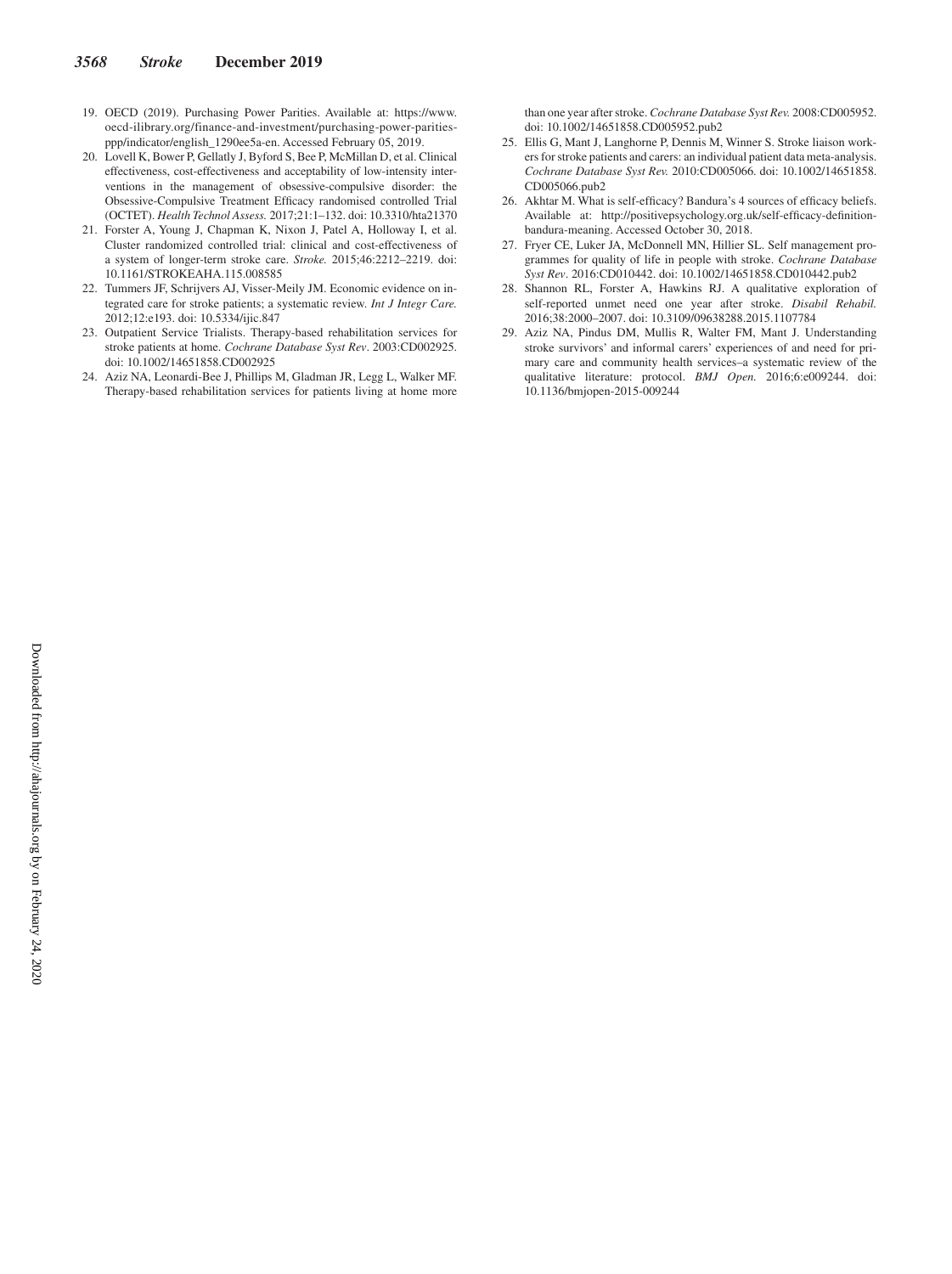19. OECD (2019). Purchasing Power Parities. Available at: https://www.oecd-ilibrary.org/finance-and-investment/purchasing-power-parities-ppp/indicator/english_1290ee5a-en. Accessed February 05, 2019.
20. Lovell K, Bower P, Gellatly J, Byford S, Bee P, McMillan D, et al. Clinical effectiveness, cost-effectiveness and acceptability of low-intensity interventions in the management of obsessive-compulsive disorder: the Obsessive-Compulsive Treatment Efficacy randomised controlled Trial (OCTET). *Health Technol Assess.* 2017;21:1–132. doi: 10.3310/hta21370
21. Forster A, Young J, Chapman K, Nixon J, Patel A, Holloway I, et al. Cluster randomized controlled trial: clinical and cost-effectiveness of a system of longer-term stroke care. *Stroke.* 2015;46:2212–2219. doi: 10.1161/STROKEAHA.115.008585
22. Tummers JF, Schrijvers AJ, Visser-Meily JM. Economic evidence on integrated care for stroke patients; a systematic review. *Int J Integr Care.* 2012;12:e193. doi: 10.5334/ijic.847
23. Outpatient Service Trialists. Therapy-based rehabilitation services for stroke patients at home. *Cochrane Database Syst Rev*. 2003:CD002925. doi: 10.1002/14651858.CD002925
24. Aziz NA, Leonardi-Bee J, Phillips M, Gladman JR, Legg L, Walker MF. Therapy-based rehabilitation services for patients living at home more than one year after stroke. *Cochrane Database Syst Rev.* 2008:CD005952. doi: 10.1002/14651858.CD005952.pub2
25. Ellis G, Mant J, Langhorne P, Dennis M, Winner S. Stroke liaison workers for stroke patients and carers: an individual patient data meta-analysis. *Cochrane Database Syst Rev.* 2010:CD005066. doi: 10.1002/14651858.CD005066.pub2
26. Akhtar M. What is self-efficacy? Bandura's 4 sources of efficacy beliefs. Available at: http://positivepsychology.org.uk/self-efficacy-definition-bandura-meaning. Accessed October 30, 2018.
27. Fryer CE, Luker JA, McDonnell MN, Hillier SL. Self management programmes for quality of life in people with stroke. *Cochrane Database Syst Rev*. 2016:CD010442. doi: 10.1002/14651858.CD010442.pub2
28. Shannon RL, Forster A, Hawkins RJ. A qualitative exploration of self-reported unmet need one year after stroke. *Disabil Rehabil.* 2016;38:2000–2007. doi: 10.3109/09638288.2015.1107784
29. Aziz NA, Pindus DM, Mullis R, Walter FM, Mant J. Understanding stroke survivors' and informal carers' experiences of and need for primary care and community health services–a systematic review of the qualitative literature: protocol. *BMJ Open.* 2016;6:e009244. doi: 10.1136/bmjopen-2015-009244